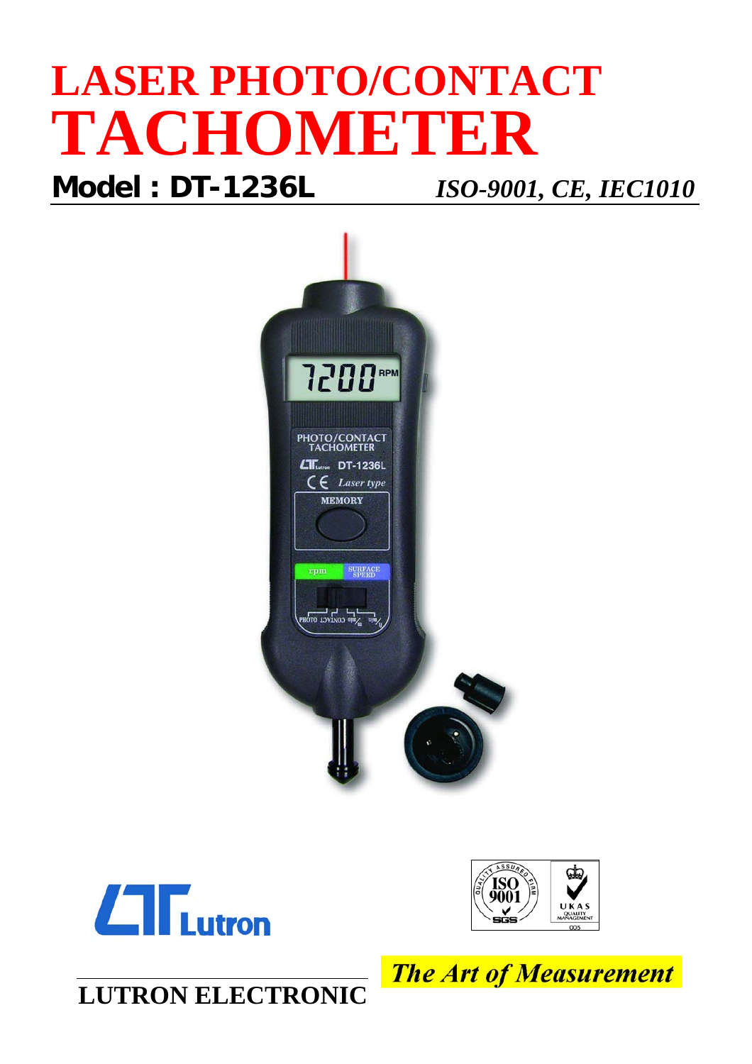# LASER PHOTO/CONTACT TACHOMETER

**Model : DT-1236L** *ISO-9001, CE, IEC1010*

*The Art of Measurement*

**LUTRON ELECTRONIC**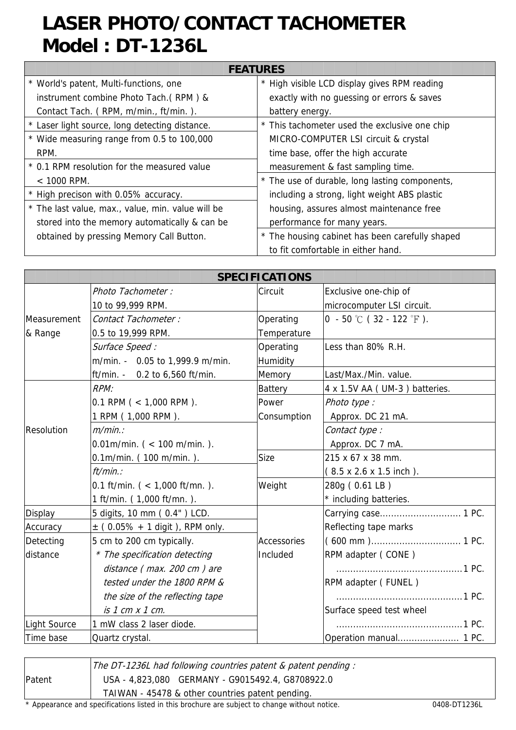# LASER PHOTO/CONTACT TACHOMETER
# Model : DT-1236L

| FEATURES | |
|---|---|
| * World's patent, Multi-functions, one instrument combine Photo Tach.( RPM ) & Contact Tach. ( RPM, m/min., ft/min. ). | * High visible LCD display gives RPM reading exactly with no guessing or errors & saves battery energy. |
| * Laser light source, long detecting distance. | * This tachometer used the exclusive one chip MICRO-COMPUTER LSI circuit & crystal time base, offer the high accurate measurement & fast sampling time. |
| * Wide measuring range from 0.5 to 100,000 RPM. | |
| * 0.1 RPM resolution for the measured value < 1000 RPM. | * The use of durable, long lasting components, including a strong, light weight ABS plastic housing, assures almost maintenance free performance for many years. |
| * High precison with 0.05% accuracy. | |
| * The last value, max., value, min. value will be stored into the memory automatically & can be obtained by pressing Memory Call Button. | * The housing cabinet has been carefully shaped to fit comfortable in either hand. |

| SPECIFICATIONS | | | |
|---|---|---|---|
| Measurement & Range | *Photo Tachometer :* 10 to 99,999 RPM. | Circuit | Exclusive one-chip of microcomputer LSI circuit. |
| | *Contact Tachometer :* 0.5 to 19,999 RPM. | Operating Temperature | 0 - 50 ℃ ( 32 - 122 ℉ ). |
| | *Surface Speed :* m/min. - 0.05 to 1,999.9 m/min. ft/min. - 0.2 to 6,560 ft/min. | Operating Humidity | Less than 80% R.H. |
| | | Memory | Last/Max./Min. value. |
| Resolution | *RPM:* 0.1 RPM ( < 1,000 RPM ). 1 RPM ( 1,000 RPM ). | Battery | 4 x 1.5V AA ( UM-3 ) batteries. |
| | *m/min.:* 0.01m/min. ( < 100 m/min. ). 0.1m/min. ( 100 m/min. ). | Power Consumption | *Photo type :* Approx. DC 21 mA. *Contact type :* Approx. DC 7 mA. |
| | *ft/min.:* 0.1 ft/min. ( < 1,000 ft/mn. ). 1 ft/min. ( 1,000 ft/mn. ). | Size | 215 x 67 x 38 mm. ( 8.5 x 2.6 x 1.5 inch ). |
| | | Weight | 280g ( 0.61 LB ) * including batteries. |
| Display | 5 digits, 10 mm ( 0.4" ) LCD. | Accessories Included | Carrying case............................. 1 PC. Reflecting tape marks ( 600 mm )................................ 1 PC. RPM adapter ( CONE ) ............................................1 PC. RPM adapter ( FUNEL ) ............................................1 PC. Surface speed test wheel ............................................1 PC. Operation manual...................... 1 PC. |
| Accuracy | ± ( 0.05% + 1 digit ), RPM only. | | |
| Detecting distance | 5 cm to 200 cm typically. *\* The specification detecting distance ( max. 200 cm ) are tested under the 1800 RPM & the size of the reflecting tape is 1 cm x 1 cm.* | | |
| Light Source | 1 mW class 2 laser diode. | | |
| Time base | Quartz crystal. | | |

| | |
|---|---|
| Patent | *The DT-1236L had following countries patent & patent pending :* USA - 4,823,080 GERMANY - G9015492.4, G8708922.0 TAIWAN - 45478 & other countries patent pending. |

* Appearance and specifications listed in this brochure are subject to change without notice. 0408-DT1236L